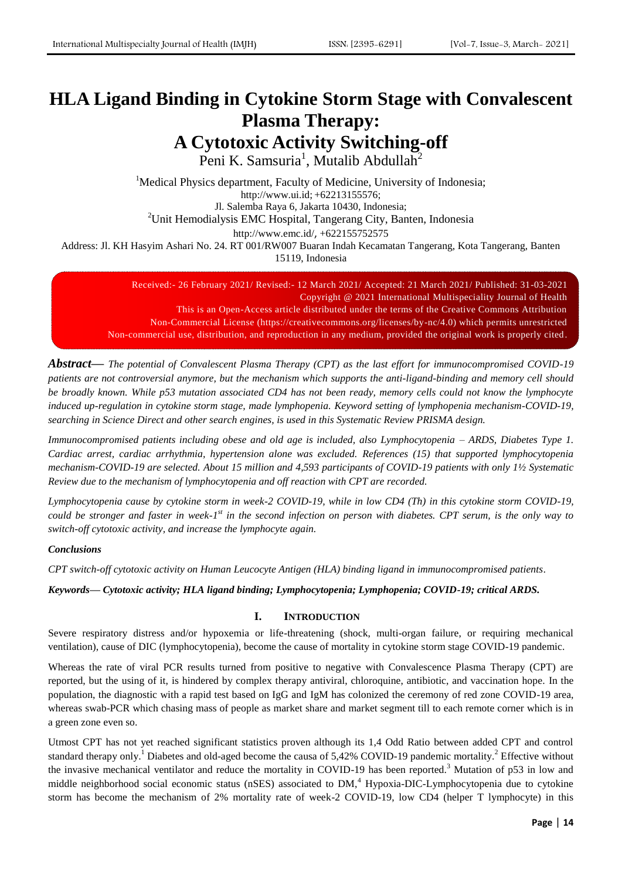# HLA Ligand Binding in Cytokine Storm Stage with Convalescent Plasma Therapy: A Cytotoxic Activity Switching-off

Peni K. Samsuria[1], Mutalib Abdullah[2]

[1]Medical Physics department, Faculty of Medicine, University of Indonesia;
http://www.ui.id; +62213155576;
Jl. Salemba Raya 6, Jakarta 10430, Indonesia;
[2]Unit Hemodialysis EMC Hospital, Tangerang City, Banten, Indonesia
http://www.emc.id/, +622155752575
Address: Jl. KH Hasyim Ashari No. 24. RT 001/RW007 Buaran Indah Kecamatan Tangerang, Kota Tangerang, Banten 15119, Indonesia

Received:- 26 February 2021/ Revised:- 12 March 2021/ Accepted: 21 March 2021/ Published: 31-03-2021
Copyright @ 2021 International Multispeciality Journal of Health
This is an Open-Access article distributed under the terms of the Creative Commons Attribution Non-Commercial License (https://creativecommons.org/licenses/by-nc/4.0) which permits unrestricted Non-commercial use, distribution, and reproduction in any medium, provided the original work is properly cited.

***Abstract*— *The potential of Convalescent Plasma Therapy (CPT) as the last effort for immunocompromised COVID-19 patients are not controversial anymore, but the mechanism which supports the anti-ligand-binding and memory cell should be broadly known. While p53 mutation associated CD4 has not been ready, memory cells could not know the lymphocyte induced up-regulation in cytokine storm stage, made lymphopenia. Keyword setting of lymphopenia mechanism-COVID-19, searching in Science Direct and other search engines, is used in this Systematic Review PRISMA design.***

*Immunocompromised patients including obese and old age is included, also Lymphocytopenia – ARDS, Diabetes Type 1. Cardiac arrest, cardiac arrhythmia, hypertension alone was excluded. References (15) that supported lymphocytopenia mechanism-COVID-19 are selected. About 15 million and 4,593 participants of COVID-19 patients with only 1½ Systematic Review due to the mechanism of lymphocytopenia and off reaction with CPT are recorded.*

*Lymphocytopenia cause by cytokine storm in week-2 COVID-19, while in low CD4 (Th) in this cytokine storm COVID-19, could be stronger and faster in week-1$^{st}$ in the second infection on person with diabetes. CPT serum, is the only way to switch-off cytotoxic activity, and increase the lymphocyte again.*

***Conclusions***

*CPT switch-off cytotoxic activity on Human Leucocyte Antigen (HLA) binding ligand in immunocompromised patients.*

***Keywords*— *Cytotoxic activity; HLA ligand binding; Lymphocytopenia; Lymphopenia; COVID-19; critical ARDS.***

## I. INTRODUCTION

Severe respiratory distress and/or hypoxemia or life-threatening (shock, multi-organ failure, or requiring mechanical ventilation), cause of DIC (lymphocytopenia), become the cause of mortality in cytokine storm stage COVID-19 pandemic.

Whereas the rate of viral PCR results turned from positive to negative with Convalescence Plasma Therapy (CPT) are reported, but the using of it, is hindered by complex therapy antiviral, chloroquine, antibiotic, and vaccination hope. In the population, the diagnostic with a rapid test based on IgG and IgM has colonized the ceremony of red zone COVID-19 area, whereas swab-PCR which chasing mass of people as market share and market segment till to each remote corner which is in a green zone even so.

Utmost CPT has not yet reached significant statistics proven although its 1,4 Odd Ratio between added CPT and control standard therapy only.[1] Diabetes and old-aged become the causa of 5,42% COVID-19 pandemic mortality.[2] Effective without the invasive mechanical ventilator and reduce the mortality in COVID-19 has been reported.[3] Mutation of p53 in low and middle neighborhood social economic status (nSES) associated to DM,[4] Hypoxia-DIC-Lymphocytopenia due to cytokine storm has become the mechanism of 2% mortality rate of week-2 COVID-19, low CD4 (helper T lymphocyte) in this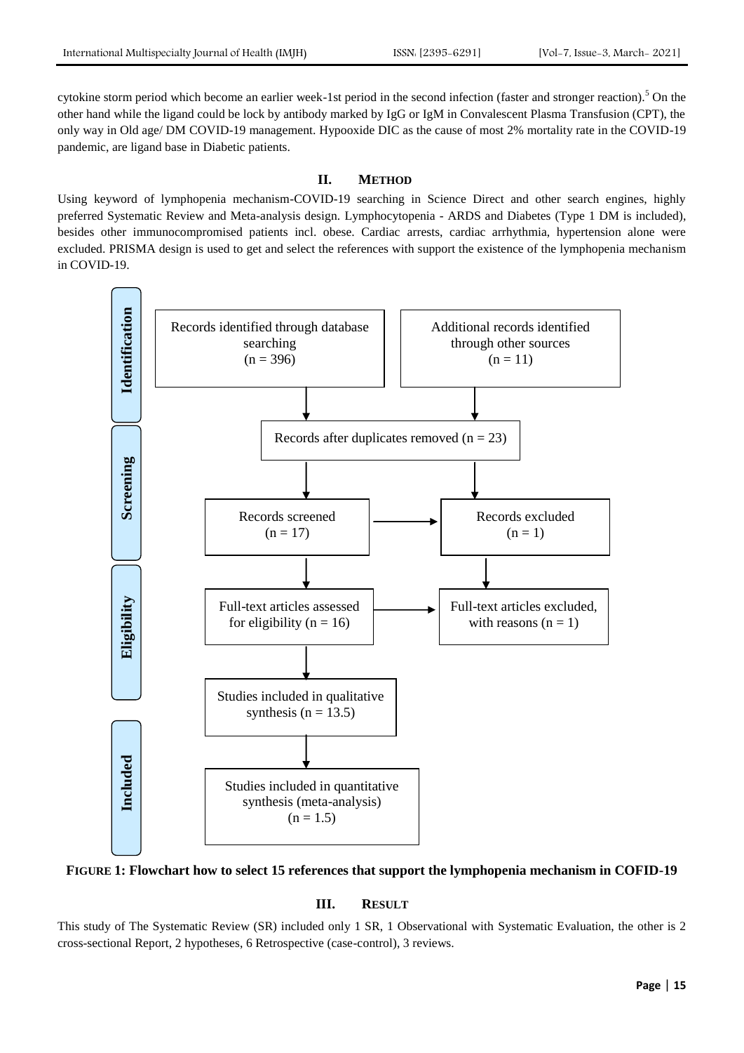cytokine storm period which become an earlier week-1st period in the second infection (faster and stronger reaction).[5] On the other hand while the ligand could be lock by antibody marked by IgG or IgM in Convalescent Plasma Transfusion (CPT), the only way in Old age/ DM COVID-19 management. Hypooxide DIC as the cause of most 2% mortality rate in the COVID-19 pandemic, are ligand base in Diabetic patients.

## II. METHOD

Using keyword of lymphopenia mechanism-COVID-19 searching in Science Direct and other search engines, highly preferred Systematic Review and Meta-analysis design. Lymphocytopenia - ARDS and Diabetes (Type 1 DM is included), besides other immunocompromised patients incl. obese. Cardiac arrests, cardiac arrhythmia, hypertension alone were excluded. PRISMA design is used to get and select the references with support the existence of the lymphopenia mechanism in COVID-19.

**Identification**
- Records identified through database searching (n = 396)
- Additional records identified through other sources (n = 11)

**Screening**
- Records after duplicates removed (n = 23)
- Records screened (n = 17)
- Records excluded (n = 1)

**Eligibility**
- Full-text articles assessed for eligibility (n = 16)
- Full-text articles excluded, with reasons (n = 1)

**Included**
- Studies included in qualitative synthesis (n = 13.5)
- Studies included in quantitative synthesis (meta-analysis) (n = 1.5)

**FIGURE 1: Flowchart how to select 15 references that support the lymphopenia mechanism in COFID-19**

## III. RESULT

This study of The Systematic Review (SR) included only 1 SR, 1 Observational with Systematic Evaluation, the other is 2 cross-sectional Report, 2 hypotheses, 6 Retrospective (case-control), 3 reviews.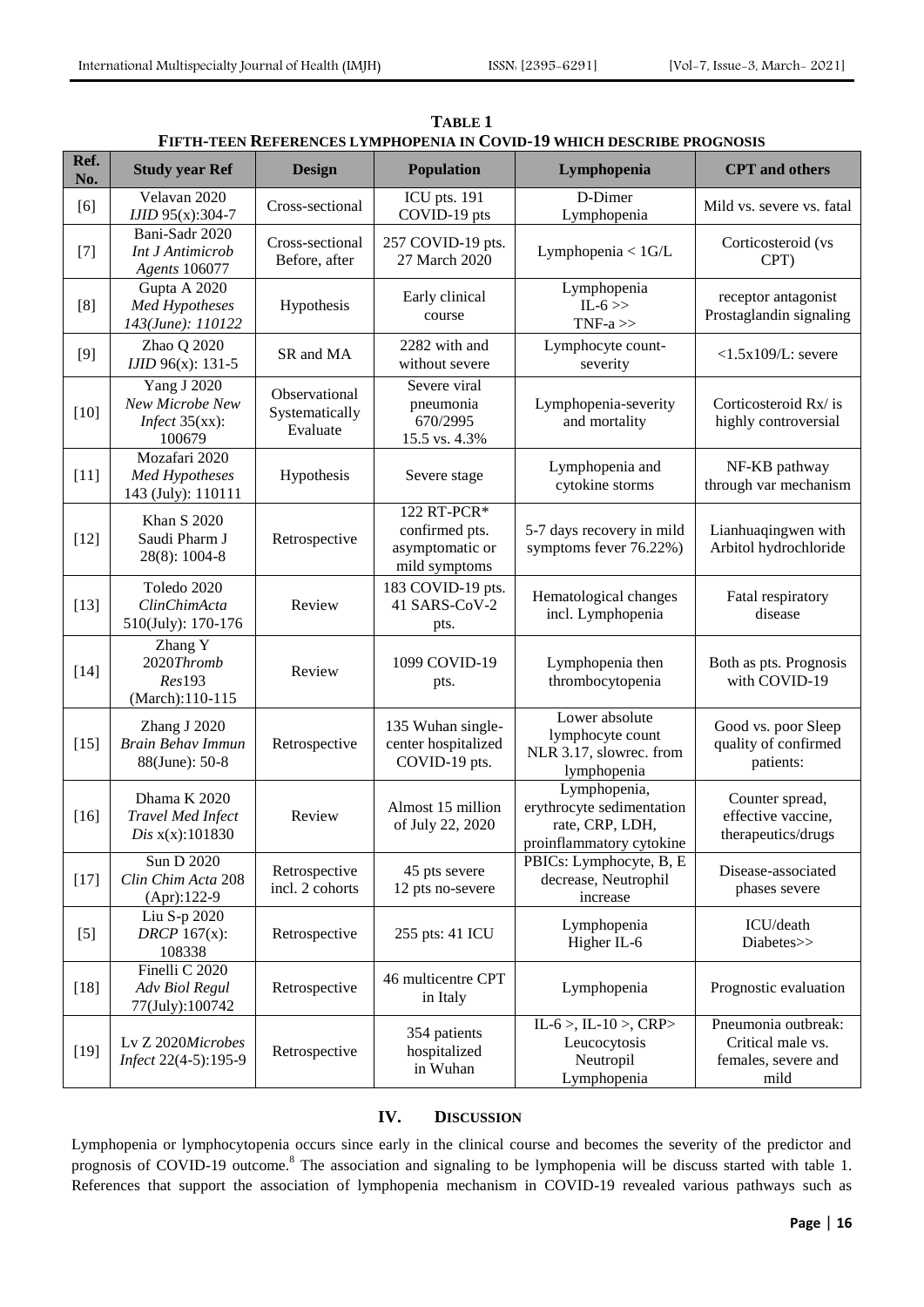**TABLE 1**

**FIFTH-TEEN REFERENCES LYMPHOPENIA IN COVID-19 WHICH DESCRIBE PROGNOSIS**

| Ref. No. | Study year Ref | Design | Population | Lymphopenia | CPT and others |
|---|---|---|---|---|---|
| [6] | Velavan 2020 *IJID* 95(x):304-7 | Cross-sectional | ICU pts. 191 COVID-19 pts | D-Dimer Lymphopenia | Mild vs. severe vs. fatal |
| [7] | Bani-Sadr 2020 *Int J Antimicrob Agents* 106077 | Cross-sectional Before, after | 257 COVID-19 pts. 27 March 2020 | Lymphopenia < 1G/L | Corticosteroid (vs CPT) |
| [8] | Gupta A 2020 *Med Hypotheses 143(June): 110122* | Hypothesis | Early clinical course | Lymphopenia IL-6 >> TNF-a >> | receptor antagonist Prostaglandin signaling |
| [9] | Zhao Q 2020 *IJID* 96(x): 131-5 | SR and MA | 2282 with and without severe | Lymphocyte count-severity | <1.5x109/L: severe |
| [10] | Yang J 2020 *New Microbe New Infect* 35(xx): 100679 | Observational Systematically Evaluate | Severe viral pneumonia 670/2995 15.5 vs. 4.3% | Lymphopenia-severity and mortality | Corticosteroid Rx/ is highly controversial |
| [11] | Mozafari 2020 *Med Hypotheses* 143 (July): 110111 | Hypothesis | Severe stage | Lymphopenia and cytokine storms | NF-KB pathway through var mechanism |
| [12] | Khan S 2020 Saudi Pharm J 28(8): 1004-8 | Retrospective | 122 RT-PCR* confirmed pts. asymptomatic or mild symptoms | 5-7 days recovery in mild symptoms fever 76.22%) | Lianhuaqingwen with Arbitol hydrochloride |
| [13] | Toledo 2020 *ClinChimActa* 510(July): 170-176 | Review | 183 COVID-19 pts. 41 SARS-CoV-2 pts. | Hematological changes incl. Lymphopenia | Fatal respiratory disease |
| [14] | Zhang Y 2020*Thromb Res*193 (March):110-115 | Review | 1099 COVID-19 pts. | Lymphopenia then thrombocytopenia | Both as pts. Prognosis with COVID-19 |
| [15] | Zhang J 2020 *Brain Behav Immun* 88(June): 50-8 | Retrospective | 135 Wuhan single-center hospitalized COVID-19 pts. | Lower absolute lymphocyte count NLR 3.17, slowrec. from lymphopenia | Good vs. poor Sleep quality of confirmed patients: |
| [16] | Dhama K 2020 *Travel Med Infect Dis* x(x):101830 | Review | Almost 15 million of July 22, 2020 | Lymphopenia, erythrocyte sedimentation rate, CRP, LDH, proinflammatory cytokine | Counter spread, effective vaccine, therapeutics/drugs |
| [17] | Sun D 2020 *Clin Chim Acta* 208 (Apr):122-9 | Retrospective incl. 2 cohorts | 45 pts severe 12 pts no-severe | PBICs: Lymphocyte, B, E decrease, Neutrophil increase | Disease-associated phases severe |
| [5] | Liu S-p 2020 *DRCP* 167(x): 108338 | Retrospective | 255 pts: 41 ICU | Lymphopenia Higher IL-6 | ICU/death Diabetes>> |
| [18] | Finelli C 2020 *Adv Biol Regul* 77(July):100742 | Retrospective | 46 multicentre CPT in Italy | Lymphopenia | Prognostic evaluation |
| [19] | Lv Z 2020*Microbes Infect* 22(4-5):195-9 | Retrospective | 354 patients hospitalized in Wuhan | IL-6 >, IL-10 >, CRP> Leucocytosis Neutropil Lymphopenia | Pneumonia outbreak: Critical male vs. females, severe and mild |

## IV. DISCUSSION

Lymphopenia or lymphocytopenia occurs since early in the clinical course and becomes the severity of the predictor and prognosis of COVID-19 outcome.[8] The association and signaling to be lymphopenia will be discuss started with table 1. References that support the association of lymphopenia mechanism in COVID-19 revealed various pathways such as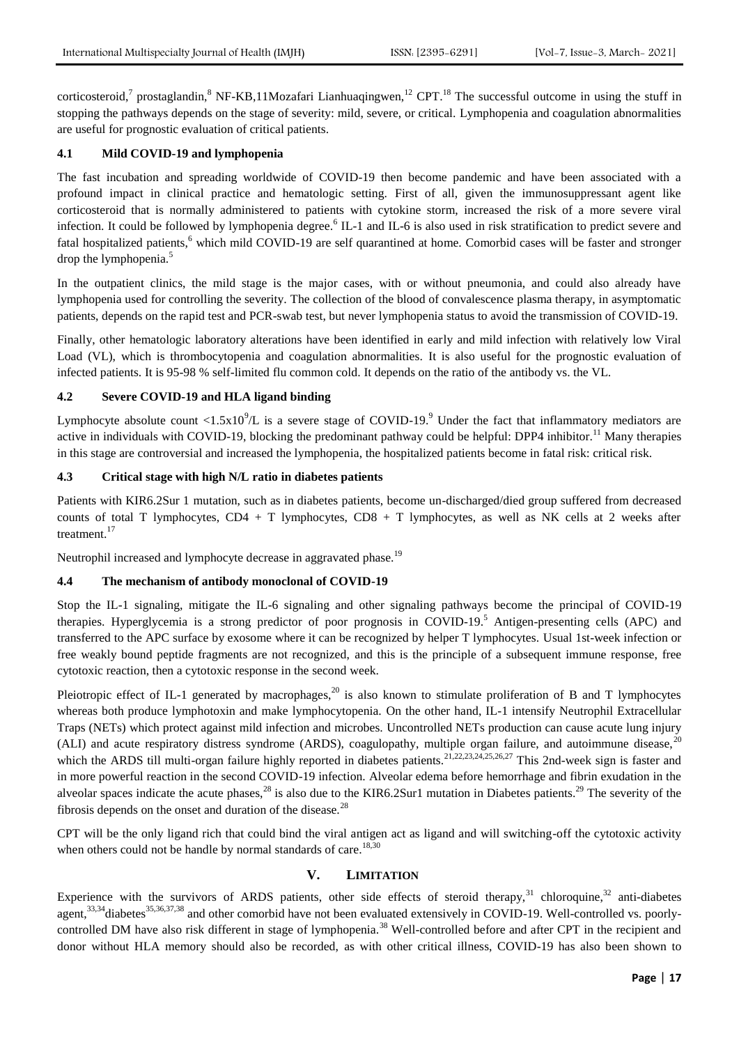corticosteroid,[7] prostaglandin,[8] NF-KB,11Mozafari Lianhuaqingwen,[12] CPT.[18] The successful outcome in using the stuff in stopping the pathways depends on the stage of severity: mild, severe, or critical. Lymphopenia and coagulation abnormalities are useful for prognostic evaluation of critical patients.

### 4.1 Mild COVID-19 and lymphopenia

The fast incubation and spreading worldwide of COVID-19 then become pandemic and have been associated with a profound impact in clinical practice and hematologic setting. First of all, given the immunosuppressant agent like corticosteroid that is normally administered to patients with cytokine storm, increased the risk of a more severe viral infection. It could be followed by lymphopenia degree.[6] IL-1 and IL-6 is also used in risk stratification to predict severe and fatal hospitalized patients,[6] which mild COVID-19 are self quarantined at home. Comorbid cases will be faster and stronger drop the lymphopenia.[5]

In the outpatient clinics, the mild stage is the major cases, with or without pneumonia, and could also already have lymphopenia used for controlling the severity. The collection of the blood of convalescence plasma therapy, in asymptomatic patients, depends on the rapid test and PCR-swab test, but never lymphopenia status to avoid the transmission of COVID-19.

Finally, other hematologic laboratory alterations have been identified in early and mild infection with relatively low Viral Load (VL), which is thrombocytopenia and coagulation abnormalities. It is also useful for the prognostic evaluation of infected patients. It is 95-98 % self-limited flu common cold. It depends on the ratio of the antibody vs. the VL.

### 4.2 Severe COVID-19 and HLA ligand binding

Lymphocyte absolute count $<1.5x10^9/L$ is a severe stage of COVID-19.[9] Under the fact that inflammatory mediators are active in individuals with COVID-19, blocking the predominant pathway could be helpful: DPP4 inhibitor.[11] Many therapies in this stage are controversial and increased the lymphopenia, the hospitalized patients become in fatal risk: critical risk.

### 4.3 Critical stage with high N/L ratio in diabetes patients

Patients with KIR6.2Sur 1 mutation, such as in diabetes patients, become un-discharged/died group suffered from decreased counts of total T lymphocytes, CD4 + T lymphocytes, CD8 + T lymphocytes, as well as NK cells at 2 weeks after treatment.[17]

Neutrophil increased and lymphocyte decrease in aggravated phase.[19]

### 4.4 The mechanism of antibody monoclonal of COVID-19

Stop the IL-1 signaling, mitigate the IL-6 signaling and other signaling pathways become the principal of COVID-19 therapies. Hyperglycemia is a strong predictor of poor prognosis in COVID-19.[5] Antigen-presenting cells (APC) and transferred to the APC surface by exosome where it can be recognized by helper T lymphocytes. Usual 1st-week infection or free weakly bound peptide fragments are not recognized, and this is the principle of a subsequent immune response, free cytotoxic reaction, then a cytotoxic response in the second week.

Pleiotropic effect of IL-1 generated by macrophages,[20] is also known to stimulate proliferation of B and T lymphocytes whereas both produce lymphotoxin and make lymphocytopenia. On the other hand, IL-1 intensify Neutrophil Extracellular Traps (NETs) which protect against mild infection and microbes. Uncontrolled NETs production can cause acute lung injury (ALI) and acute respiratory distress syndrome (ARDS), coagulopathy, multiple organ failure, and autoimmune disease,[20] which the ARDS till multi-organ failure highly reported in diabetes patients.[21,22,23,24,25,26,27] This 2nd-week sign is faster and in more powerful reaction in the second COVID-19 infection. Alveolar edema before hemorrhage and fibrin exudation in the alveolar spaces indicate the acute phases,[28] is also due to the KIR6.2Sur1 mutation in Diabetes patients.[29] The severity of the fibrosis depends on the onset and duration of the disease.[28]

CPT will be the only ligand rich that could bind the viral antigen act as ligand and will switching-off the cytotoxic activity when others could not be handle by normal standards of care.[18,30]

## V. LIMITATION

Experience with the survivors of ARDS patients, other side effects of steroid therapy,[31] chloroquine,[32] anti-diabetes agent,[33,34]diabetes[35,36,37,38] and other comorbid have not been evaluated extensively in COVID-19. Well-controlled vs. poorly-controlled DM have also risk different in stage of lymphopenia.[38] Well-controlled before and after CPT in the recipient and donor without HLA memory should also be recorded, as with other critical illness, COVID-19 has also been shown to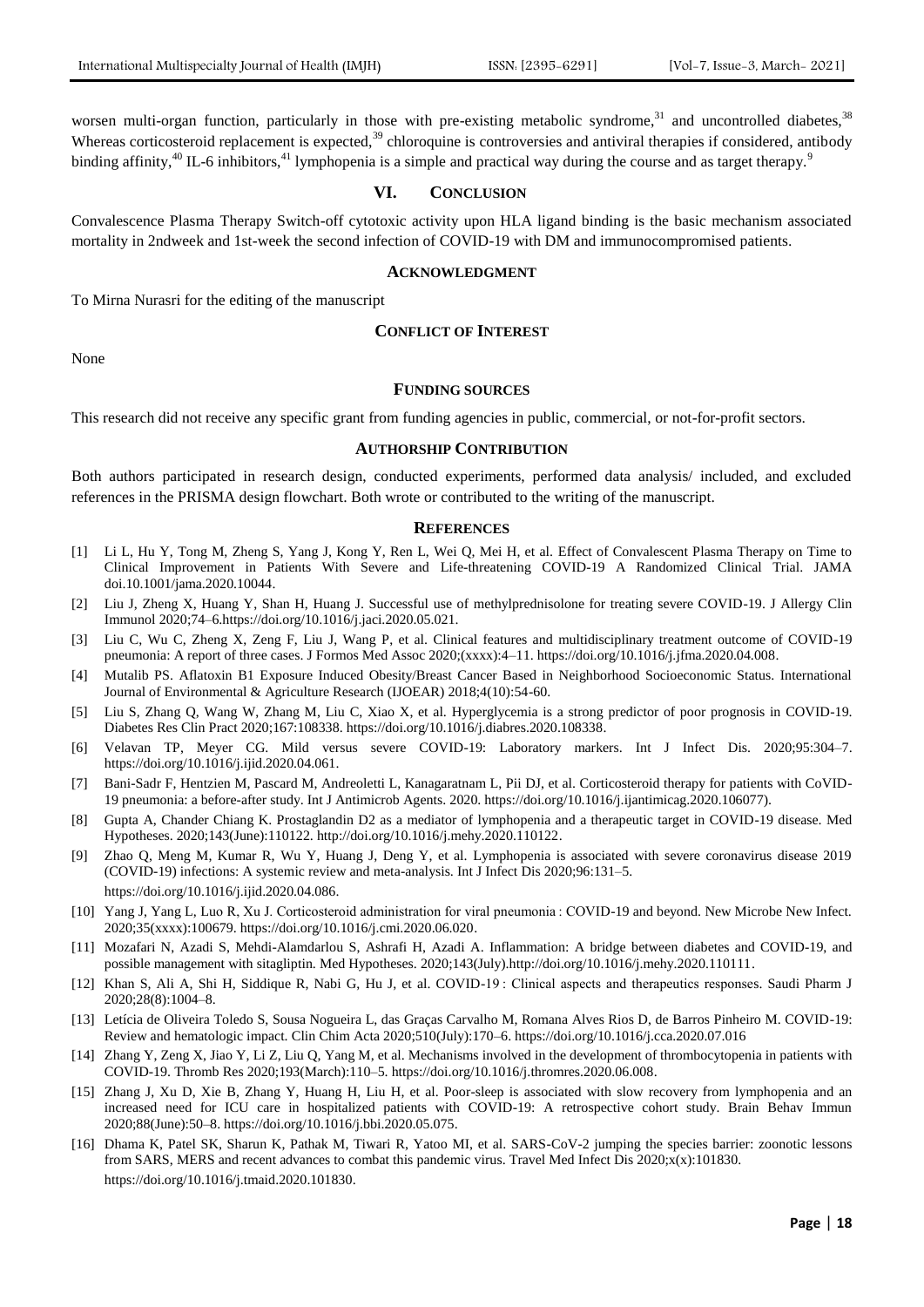worsen multi-organ function, particularly in those with pre-existing metabolic syndrome,[31] and uncontrolled diabetes,[38] Whereas corticosteroid replacement is expected,[39] chloroquine is controversies and antiviral therapies if considered, antibody binding affinity,[40] IL-6 inhibitors,[41] lymphopenia is a simple and practical way during the course and as target therapy.[9]

## VI. Conclusion

Convalescence Plasma Therapy Switch-off cytotoxic activity upon HLA ligand binding is the basic mechanism associated mortality in 2ndweek and 1st-week the second infection of COVID-19 with DM and immunocompromised patients.

## Acknowledgment

To Mirna Nurasri for the editing of the manuscript

## Conflict of Interest

None

## Funding sources

This research did not receive any specific grant from funding agencies in public, commercial, or not-for-profit sectors.

## Authorship Contribution

Both authors participated in research design, conducted experiments, performed data analysis/ included, and excluded references in the PRISMA design flowchart. Both wrote or contributed to the writing of the manuscript.

## References

[1] Li L, Hu Y, Tong M, Zheng S, Yang J, Kong Y, Ren L, Wei Q, Mei H, et al. Effect of Convalescent Plasma Therapy on Time to Clinical Improvement in Patients With Severe and Life-threatening COVID-19 A Randomized Clinical Trial. JAMA doi.10.1001/jama.2020.10044.

[2] Liu J, Zheng X, Huang Y, Shan H, Huang J. Successful use of methylprednisolone for treating severe COVID-19. J Allergy Clin Immunol 2020;74–6.https://doi.org/10.1016/j.jaci.2020.05.021.

[3] Liu C, Wu C, Zheng X, Zeng F, Liu J, Wang P, et al. Clinical features and multidisciplinary treatment outcome of COVID-19 pneumonia: A report of three cases. J Formos Med Assoc 2020;(xxxx):4–11. https://doi.org/10.1016/j.jfma.2020.04.008.

[4] Mutalib PS. Aflatoxin B1 Exposure Induced Obesity/Breast Cancer Based in Neighborhood Socioeconomic Status. International Journal of Environmental & Agriculture Research (IJOEAR) 2018;4(10):54-60.

[5] Liu S, Zhang Q, Wang W, Zhang M, Liu C, Xiao X, et al. Hyperglycemia is a strong predictor of poor prognosis in COVID-19. Diabetes Res Clin Pract 2020;167:108338. https://doi.org/10.1016/j.diabres.2020.108338.

[6] Velavan TP, Meyer CG. Mild versus severe COVID-19: Laboratory markers. Int J Infect Dis. 2020;95:304–7. https://doi.org/10.1016/j.ijid.2020.04.061.

[7] Bani-Sadr F, Hentzien M, Pascard M, Andreoletti L, Kanagaratnam L, Pii DJ, et al. Corticosteroid therapy for patients with CoVID-19 pneumonia: a before-after study. Int J Antimicrob Agents. 2020. https://doi.org/10.1016/j.ijantimicag.2020.106077).

[8] Gupta A, Chander Chiang K. Prostaglandin D2 as a mediator of lymphopenia and a therapeutic target in COVID-19 disease. Med Hypotheses. 2020;143(June):110122. http://doi.org/10.1016/j.mehy.2020.110122.

[9] Zhao Q, Meng M, Kumar R, Wu Y, Huang J, Deng Y, et al. Lymphopenia is associated with severe coronavirus disease 2019 (COVID-19) infections: A systemic review and meta-analysis. Int J Infect Dis 2020;96:131–5. https://doi.org/10.1016/j.ijid.2020.04.086.

[10] Yang J, Yang L, Luo R, Xu J. Corticosteroid administration for viral pneumonia : COVID-19 and beyond. New Microbe New Infect. 2020;35(xxxx):100679. https://doi.org/10.1016/j.cmi.2020.06.020.

[11] Mozafari N, Azadi S, Mehdi-Alamdarlou S, Ashrafi H, Azadi A. Inflammation: A bridge between diabetes and COVID-19, and possible management with sitagliptin. Med Hypotheses. 2020;143(July).http://doi.org/10.1016/j.mehy.2020.110111.

[12] Khan S, Ali A, Shi H, Siddique R, Nabi G, Hu J, et al. COVID-19 : Clinical aspects and therapeutics responses. Saudi Pharm J 2020;28(8):1004–8.

[13] Letícia de Oliveira Toledo S, Sousa Nogueira L, das Graças Carvalho M, Romana Alves Rios D, de Barros Pinheiro M. COVID-19: Review and hematologic impact. Clin Chim Acta 2020;510(July):170–6. https://doi.org/10.1016/j.cca.2020.07.016

[14] Zhang Y, Zeng X, Jiao Y, Li Z, Liu Q, Yang M, et al. Mechanisms involved in the development of thrombocytopenia in patients with COVID-19. Thromb Res 2020;193(March):110–5. https://doi.org/10.1016/j.thromres.2020.06.008.

[15] Zhang J, Xu D, Xie B, Zhang Y, Huang H, Liu H, et al. Poor-sleep is associated with slow recovery from lymphopenia and an increased need for ICU care in hospitalized patients with COVID-19: A retrospective cohort study. Brain Behav Immun 2020;88(June):50–8. https://doi.org/10.1016/j.bbi.2020.05.075.

[16] Dhama K, Patel SK, Sharun K, Pathak M, Tiwari R, Yatoo MI, et al. SARS-CoV-2 jumping the species barrier: zoonotic lessons from SARS, MERS and recent advances to combat this pandemic virus. Travel Med Infect Dis 2020;x(x):101830. https://doi.org/10.1016/j.tmaid.2020.101830.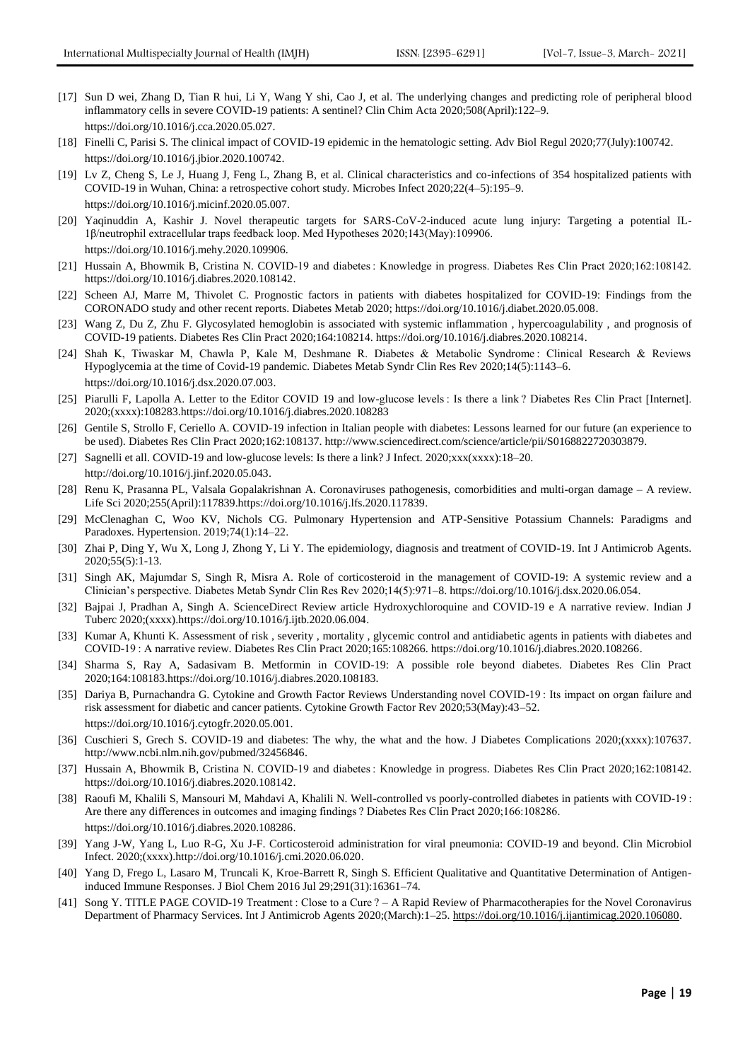[17] Sun D wei, Zhang D, Tian R hui, Li Y, Wang Y shi, Cao J, et al. The underlying changes and predicting role of peripheral blood inflammatory cells in severe COVID-19 patients: A sentinel? Clin Chim Acta 2020;508(April):122–9. https://doi.org/10.1016/j.cca.2020.05.027.

[18] Finelli C, Parisi S. The clinical impact of COVID-19 epidemic in the hematologic setting. Adv Biol Regul 2020;77(July):100742. https://doi.org/10.1016/j.jbior.2020.100742.

[19] Lv Z, Cheng S, Le J, Huang J, Feng L, Zhang B, et al. Clinical characteristics and co-infections of 354 hospitalized patients with COVID-19 in Wuhan, China: a retrospective cohort study. Microbes Infect 2020;22(4–5):195–9. https://doi.org/10.1016/j.micinf.2020.05.007.

[20] Yaqinuddin A, Kashir J. Novel therapeutic targets for SARS-CoV-2-induced acute lung injury: Targeting a potential IL-1β/neutrophil extracellular traps feedback loop. Med Hypotheses 2020;143(May):109906. https://doi.org/10.1016/j.mehy.2020.109906.

[21] Hussain A, Bhowmik B, Cristina N. COVID-19 and diabetes : Knowledge in progress. Diabetes Res Clin Pract 2020;162:108142. https://doi.org/10.1016/j.diabres.2020.108142.

[22] Scheen AJ, Marre M, Thivolet C. Prognostic factors in patients with diabetes hospitalized for COVID-19: Findings from the CORONADO study and other recent reports. Diabetes Metab 2020; https://doi.org/10.1016/j.diabet.2020.05.008.

[23] Wang Z, Du Z, Zhu F. Glycosylated hemoglobin is associated with systemic inflammation , hypercoagulability , and prognosis of COVID-19 patients. Diabetes Res Clin Pract 2020;164:108214. https://doi.org/10.1016/j.diabres.2020.108214.

[24] Shah K, Tiwaskar M, Chawla P, Kale M, Deshmane R. Diabetes & Metabolic Syndrome : Clinical Research & Reviews Hypoglycemia at the time of Covid-19 pandemic. Diabetes Metab Syndr Clin Res Rev 2020;14(5):1143–6. https://doi.org/10.1016/j.dsx.2020.07.003.

[25] Piarulli F, Lapolla A. Letter to the Editor COVID 19 and low-glucose levels : Is there a link ? Diabetes Res Clin Pract [Internet]. 2020;(xxxx):108283.https://doi.org/10.1016/j.diabres.2020.108283

[26] Gentile S, Strollo F, Ceriello A. COVID-19 infection in Italian people with diabetes: Lessons learned for our future (an experience to be used). Diabetes Res Clin Pract 2020;162:108137. http://www.sciencedirect.com/science/article/pii/S0168822720303879.

[27] Sagnelli et all. COVID-19 and low-glucose levels: Is there a link? J Infect. 2020;xxx(xxxx):18–20. http://doi.org/10.1016/j.jinf.2020.05.043.

[28] Renu K, Prasanna PL, Valsala Gopalakrishnan A. Coronaviruses pathogenesis, comorbidities and multi-organ damage – A review. Life Sci 2020;255(April):117839.https://doi.org/10.1016/j.lfs.2020.117839.

[29] McClenaghan C, Woo KV, Nichols CG. Pulmonary Hypertension and ATP-Sensitive Potassium Channels: Paradigms and Paradoxes. Hypertension. 2019;74(1):14–22.

[30] Zhai P, Ding Y, Wu X, Long J, Zhong Y, Li Y. The epidemiology, diagnosis and treatment of COVID-19. Int J Antimicrob Agents. 2020;55(5):1-13.

[31] Singh AK, Majumdar S, Singh R, Misra A. Role of corticosteroid in the management of COVID-19: A systemic review and a Clinician's perspective. Diabetes Metab Syndr Clin Res Rev 2020;14(5):971–8. https://doi.org/10.1016/j.dsx.2020.06.054.

[32] Bajpai J, Pradhan A, Singh A. ScienceDirect Review article Hydroxychloroquine and COVID-19 e A narrative review. Indian J Tuberc 2020;(xxxx).https://doi.org/10.1016/j.ijtb.2020.06.004.

[33] Kumar A, Khunti K. Assessment of risk , severity , mortality , glycemic control and antidiabetic agents in patients with diabetes and COVID-19 : A narrative review. Diabetes Res Clin Pract 2020;165:108266. https://doi.org/10.1016/j.diabres.2020.108266.

[34] Sharma S, Ray A, Sadasivam B. Metformin in COVID-19: A possible role beyond diabetes. Diabetes Res Clin Pract 2020;164:108183.https://doi.org/10.1016/j.diabres.2020.108183.

[35] Dariya B, Purnachandra G. Cytokine and Growth Factor Reviews Understanding novel COVID-19 : Its impact on organ failure and risk assessment for diabetic and cancer patients. Cytokine Growth Factor Rev 2020;53(May):43–52. https://doi.org/10.1016/j.cytogfr.2020.05.001.

[36] Cuschieri S, Grech S. COVID-19 and diabetes: The why, the what and the how. J Diabetes Complications 2020;(xxxx):107637. http://www.ncbi.nlm.nih.gov/pubmed/32456846.

[37] Hussain A, Bhowmik B, Cristina N. COVID-19 and diabetes : Knowledge in progress. Diabetes Res Clin Pract 2020;162:108142. https://doi.org/10.1016/j.diabres.2020.108142.

[38] Raoufi M, Khalili S, Mansouri M, Mahdavi A, Khalili N. Well-controlled vs poorly-controlled diabetes in patients with COVID-19 : Are there any differences in outcomes and imaging findings ? Diabetes Res Clin Pract 2020;166:108286. https://doi.org/10.1016/j.diabres.2020.108286.

[39] Yang J-W, Yang L, Luo R-G, Xu J-F. Corticosteroid administration for viral pneumonia: COVID-19 and beyond. Clin Microbiol Infect. 2020;(xxxx).http://doi.org/10.1016/j.cmi.2020.06.020.

[40] Yang D, Frego L, Lasaro M, Truncali K, Kroe-Barrett R, Singh S. Efficient Qualitative and Quantitative Determination of Antigen-induced Immune Responses. J Biol Chem 2016 Jul 29;291(31):16361–74.

[41] Song Y. TITLE PAGE COVID-19 Treatment : Close to a Cure ? – A Rapid Review of Pharmacotherapies for the Novel Coronavirus Department of Pharmacy Services. Int J Antimicrob Agents 2020;(March):1–25. https://doi.org/10.1016/j.ijantimicag.2020.106080.